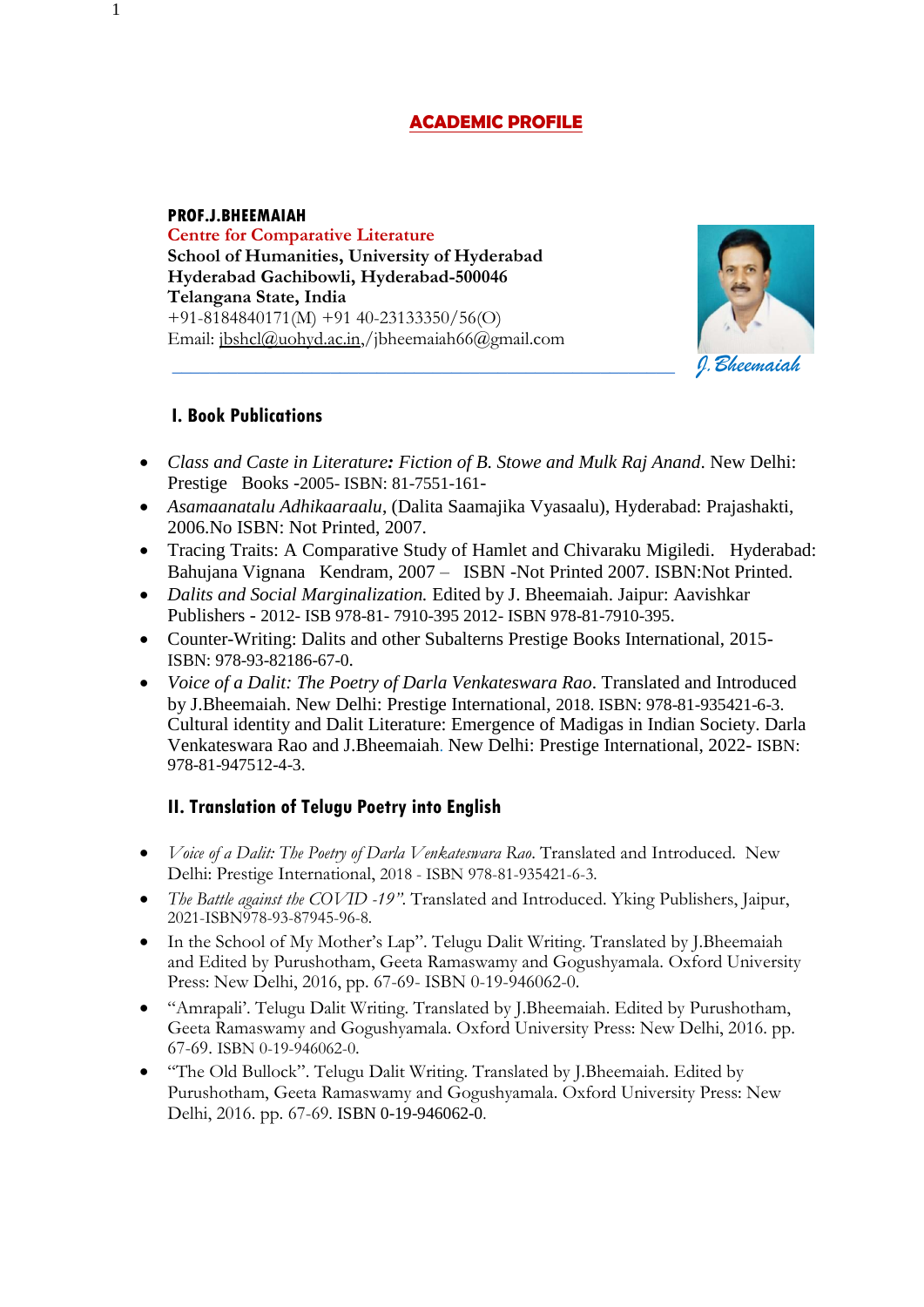# ACADEMIC PROFILE

**PROF.J.BHEEMAIAH**
Centre for Comparative Literature
**School of Humanities, University of Hyderabad**
**Hyderabad Gachibowli, Hyderabad-500046**
**Telangana State, India**
+91-8184840171(M) +91 40-23133350/56(O)
Email: jbshcl@uohyd.ac.in,/jbheemaiah66@gmail.com

*J. Bheemaiah*

## I. Book Publications

- *Class and Caste in Literature**:** Fiction of B. Stowe and Mulk Raj Anand*. New Delhi: Prestige Books -2005- ISBN: 81-7551-161-
- *Asamaanatalu Adhikaaraalu*, (Dalita Saamajika Vyasaalu), Hyderabad: Prajashakti, 2006.No ISBN: Not Printed, 2007.
- Tracing Traits: A Comparative Study of Hamlet and Chivaraku Migiledi. Hyderabad: Bahujana Vignana Kendram, 2007 – ISBN -Not Printed 2007. ISBN:Not Printed.
- *Dalits and Social Marginalization.* Edited by J. Bheemaiah. Jaipur: Aavishkar Publishers - 2012- ISB 978-81- 7910-395 2012- ISBN 978-81-7910-395.
- Counter-Writing: Dalits and other Subalterns Prestige Books International, 2015- ISBN: 978-93-82186-67-0.
- *Voice of a Dalit: The Poetry of Darla Venkateswara Rao*. Translated and Introduced by J.Bheemaiah. New Delhi: Prestige International, 2018. ISBN: 978-81-935421-6-3. Cultural identity and Dalit Literature: Emergence of Madigas in Indian Society. Darla Venkateswara Rao and J.Bheemaiah. New Delhi: Prestige International, 2022- ISBN: 978-81-947512-4-3.

## II. Translation of Telugu Poetry into English

- *Voice of a Dalit: The Poetry of Darla Venkateswara Rao*. Translated and Introduced. New Delhi: Prestige International, 2018 - ISBN 978-81-935421-6-3.
- *The Battle against the COVID -19"*. Translated and Introduced. Yking Publishers, Jaipur, 2021-ISBN978-93-87945-96-8.
- In the School of My Mother's Lap". Telugu Dalit Writing. Translated by J.Bheemaiah and Edited by Purushotham, Geeta Ramaswamy and Gogushyamala. Oxford University Press: New Delhi, 2016, pp. 67-69- ISBN 0-19-946062-0.
- "Amrapali'. Telugu Dalit Writing. Translated by J.Bheemaiah. Edited by Purushotham, Geeta Ramaswamy and Gogushyamala. Oxford University Press: New Delhi, 2016. pp. 67-69. ISBN 0-19-946062-0.
- "The Old Bullock". Telugu Dalit Writing. Translated by J.Bheemaiah. Edited by Purushotham, Geeta Ramaswamy and Gogushyamala. Oxford University Press: New Delhi, 2016. pp. 67-69. ISBN 0-19-946062-0.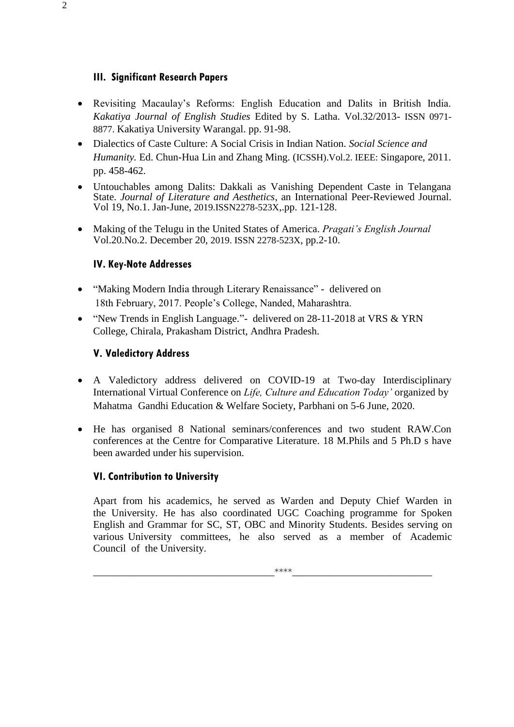### III. Significant Research Papers

- Revisiting Macaulay's Reforms: English Education and Dalits in British India. *Kakatiya Journal of English Studies* Edited by S. Latha. Vol.32/2013- ISSN 0971-8877. Kakatiya University Warangal. pp. 91-98.
- Dialectics of Caste Culture: A Social Crisis in Indian Nation. *Social Science and Humanity.* Ed. Chun-Hua Lin and Zhang Ming. (ICSSH).Vol.2. IEEE: Singapore, 2011. pp. 458-462.
- Untouchables among Dalits: Dakkali as Vanishing Dependent Caste in Telangana State. *Journal of Literature and Aesthetics*, an International Peer-Reviewed Journal. Vol 19, No.1. Jan-June, 2019.ISSN2278-523X,.pp. 121-128.
- Making of the Telugu in the United States of America. *Pragati's English Journal* Vol.20.No.2. December 20, 2019. ISSN 2278-523X, pp.2-10.

### IV. Key-Note Addresses

- "Making Modern India through Literary Renaissance" - delivered on 18th February, 2017. People's College, Nanded, Maharashtra.
- "New Trends in English Language."- delivered on 28-11-2018 at VRS & YRN College, Chirala, Prakasham District, Andhra Pradesh.

### V. Valedictory Address

- A Valedictory address delivered on COVID-19 at Two-day Interdisciplinary International Virtual Conference on *Life, Culture and Education Today'* organized by Mahatma Gandhi Education & Welfare Society, Parbhani on 5-6 June, 2020.
- He has organised 8 National seminars/conferences and two student RAW.Con conferences at the Centre for Comparative Literature. 18 M.Phils and 5 Ph.D s have been awarded under his supervision.

### VI. Contribution to University

Apart from his academics, he served as Warden and Deputy Chief Warden in the University. He has also coordinated UGC Coaching programme for Spoken English and Grammar for SC, ST, OBC and Minority Students. Besides serving on various University committees, he also served as a member of Academic Council of the University.

\*\*\*\*